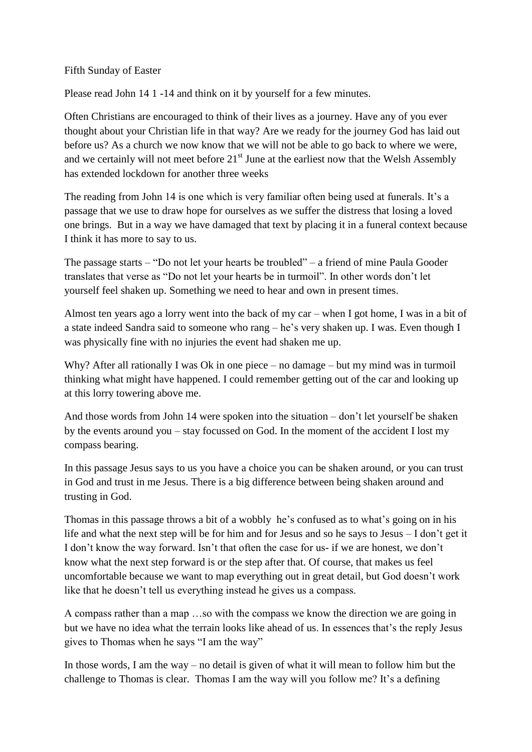Fifth Sunday of Easter

Please read John 14 1 -14 and think on it by yourself for a few minutes.

Often Christians are encouraged to think of their lives as a journey. Have any of you ever thought about your Christian life in that way? Are we ready for the journey God has laid out before us? As a church we now know that we will not be able to go back to where we were, and we certainly will not meet before 21st June at the earliest now that the Welsh Assembly has extended lockdown for another three weeks

The reading from John 14 is one which is very familiar often being used at funerals. It's a passage that we use to draw hope for ourselves as we suffer the distress that losing a loved one brings. But in a way we have damaged that text by placing it in a funeral context because I think it has more to say to us.

The passage starts – "Do not let your hearts be troubled" – a friend of mine Paula Gooder translates that verse as "Do not let your hearts be in turmoil". In other words don't let yourself feel shaken up. Something we need to hear and own in present times.

Almost ten years ago a lorry went into the back of my car – when I got home, I was in a bit of a state indeed Sandra said to someone who rang – he's very shaken up. I was. Even though I was physically fine with no injuries the event had shaken me up.

Why? After all rationally I was Ok in one piece – no damage – but my mind was in turmoil thinking what might have happened. I could remember getting out of the car and looking up at this lorry towering above me.

And those words from John 14 were spoken into the situation – don't let yourself be shaken by the events around you – stay focussed on God. In the moment of the accident I lost my compass bearing.

In this passage Jesus says to us you have a choice you can be shaken around, or you can trust in God and trust in me Jesus. There is a big difference between being shaken around and trusting in God.

Thomas in this passage throws a bit of a wobbly he's confused as to what's going on in his life and what the next step will be for him and for Jesus and so he says to Jesus – I don't get it I don't know the way forward. Isn't that often the case for us- if we are honest, we don't know what the next step forward is or the step after that. Of course, that makes us feel uncomfortable because we want to map everything out in great detail, but God doesn't work like that he doesn't tell us everything instead he gives us a compass.

A compass rather than a map …so with the compass we know the direction we are going in but we have no idea what the terrain looks like ahead of us. In essences that's the reply Jesus gives to Thomas when he says "I am the way"

In those words, I am the way – no detail is given of what it will mean to follow him but the challenge to Thomas is clear. Thomas I am the way will you follow me? It's a defining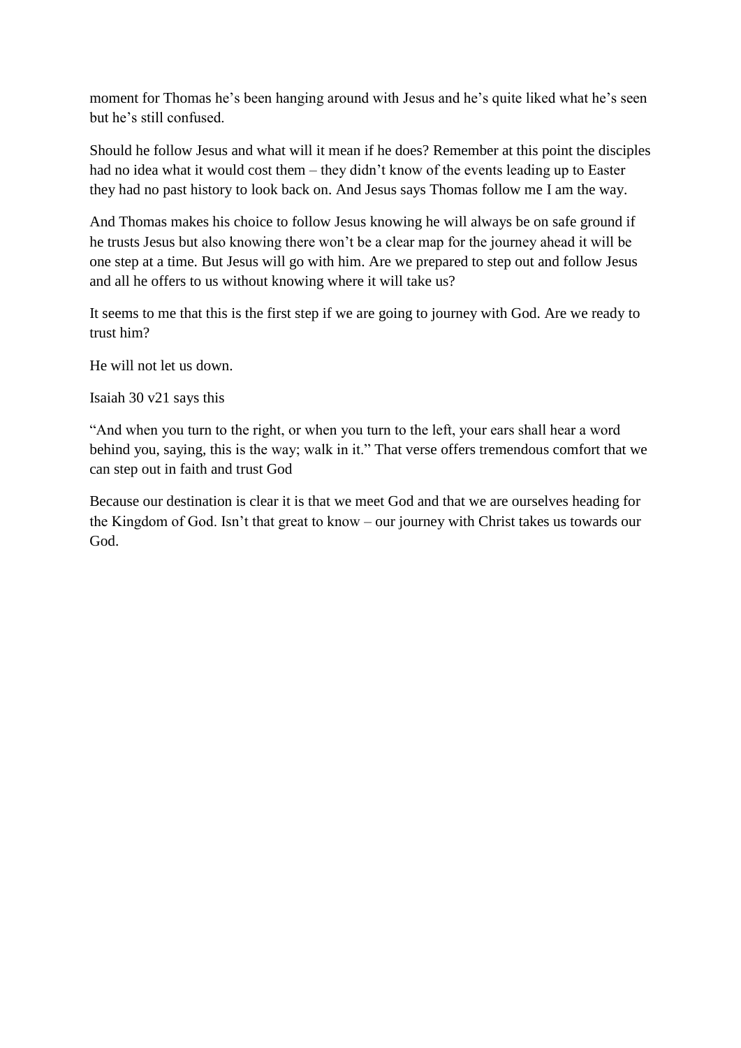moment for Thomas he's been hanging around with Jesus and he's quite liked what he's seen but he's still confused.

Should he follow Jesus and what will it mean if he does? Remember at this point the disciples had no idea what it would cost them – they didn't know of the events leading up to Easter they had no past history to look back on. And Jesus says Thomas follow me I am the way.

And Thomas makes his choice to follow Jesus knowing he will always be on safe ground if he trusts Jesus but also knowing there won't be a clear map for the journey ahead it will be one step at a time. But Jesus will go with him. Are we prepared to step out and follow Jesus and all he offers to us without knowing where it will take us?

It seems to me that this is the first step if we are going to journey with God. Are we ready to trust him?

He will not let us down.

Isaiah 30 v21 says this

"And when you turn to the right, or when you turn to the left, your ears shall hear a word behind you, saying, this is the way; walk in it." That verse offers tremendous comfort that we can step out in faith and trust God

Because our destination is clear it is that we meet God and that we are ourselves heading for the Kingdom of God. Isn't that great to know – our journey with Christ takes us towards our God.